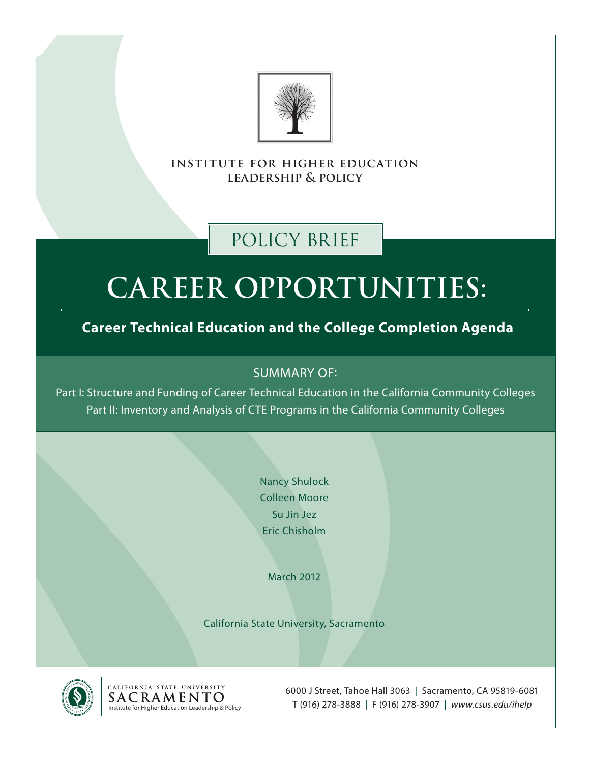INSTITUTE FOR HIGHER EDUCATION LEADERSHIP & POLICY

POLICY BRIEF

# CAREER OPPORTUNITIES:

## Career Technical Education and the College Completion Agenda

SUMMARY OF:

Part I: Structure and Funding of Career Technical Education in the California Community Colleges
Part II: Inventory and Analysis of CTE Programs in the California Community Colleges

Nancy Shulock
Colleen Moore
Su Jin Jez
Eric Chisholm

March 2012

California State University, Sacramento

CALIFORNIA STATE UNIVERSITY SACRAMENTO
Institute for Higher Education Leadership & Policy

6000 J Street, Tahoe Hall 3063 | Sacramento, CA 95819-6081
T (916) 278-3888 | F (916) 278-3907 | *www.csus.edu/ihelp*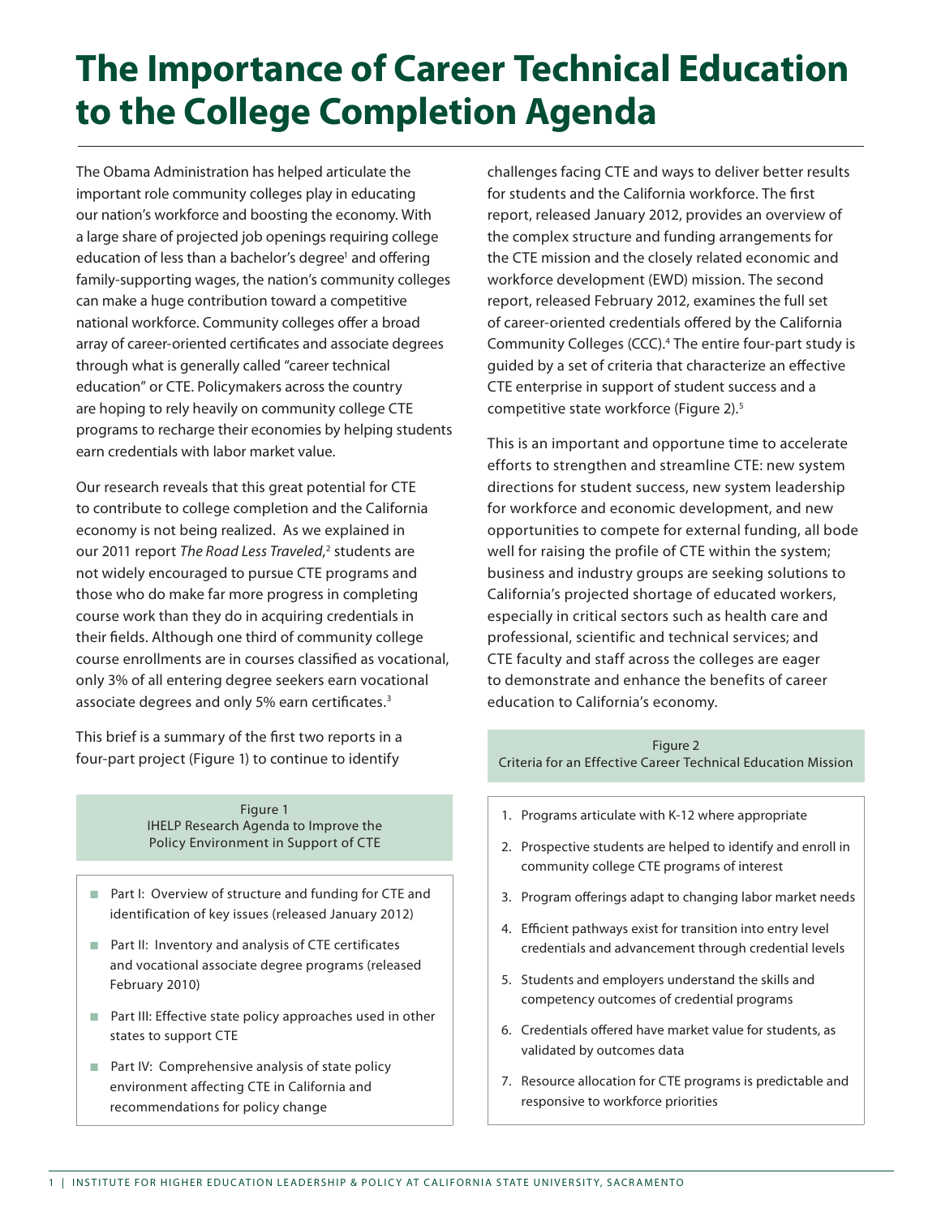# The Importance of Career Technical Education to the College Completion Agenda

The Obama Administration has helped articulate the important role community colleges play in educating our nation's workforce and boosting the economy. With a large share of projected job openings requiring college education of less than a bachelor's degree[1] and offering family-supporting wages, the nation's community colleges can make a huge contribution toward a competitive national workforce. Community colleges offer a broad array of career-oriented certificates and associate degrees through what is generally called "career technical education" or CTE. Policymakers across the country are hoping to rely heavily on community college CTE programs to recharge their economies by helping students earn credentials with labor market value.

Our research reveals that this great potential for CTE to contribute to college completion and the California economy is not being realized. As we explained in our 2011 report *The Road Less Traveled*,[2] students are not widely encouraged to pursue CTE programs and those who do make far more progress in completing course work than they do in acquiring credentials in their fields. Although one third of community college course enrollments are in courses classified as vocational, only 3% of all entering degree seekers earn vocational associate degrees and only 5% earn certificates.[3]

This brief is a summary of the first two reports in a four-part project (Figure 1) to continue to identify challenges facing CTE and ways to deliver better results for students and the California workforce. The first report, released January 2012, provides an overview of the complex structure and funding arrangements for the CTE mission and the closely related economic and workforce development (EWD) mission. The second report, released February 2012, examines the full set of career-oriented credentials offered by the California Community Colleges (CCC).[4] The entire four-part study is guided by a set of criteria that characterize an effective CTE enterprise in support of student success and a competitive state workforce (Figure 2).[5]

Figure 1
IHELP Research Agenda to Improve the Policy Environment in Support of CTE

- Part I: Overview of structure and funding for CTE and identification of key issues (released January 2012)
- Part II: Inventory and analysis of CTE certificates and vocational associate degree programs (released February 2010)
- Part III: Effective state policy approaches used in other states to support CTE
- Part IV: Comprehensive analysis of state policy environment affecting CTE in California and recommendations for policy change

This is an important and opportune time to accelerate efforts to strengthen and streamline CTE: new system directions for student success, new system leadership for workforce and economic development, and new opportunities to compete for external funding, all bode well for raising the profile of CTE within the system; business and industry groups are seeking solutions to California's projected shortage of educated workers, especially in critical sectors such as health care and professional, scientific and technical services; and CTE faculty and staff across the colleges are eager to demonstrate and enhance the benefits of career education to California's economy.

Figure 2
Criteria for an Effective Career Technical Education Mission

1. Programs articulate with K-12 where appropriate
2. Prospective students are helped to identify and enroll in community college CTE programs of interest
3. Program offerings adapt to changing labor market needs
4. Efficient pathways exist for transition into entry level credentials and advancement through credential levels
5. Students and employers understand the skills and competency outcomes of credential programs
6. Credentials offered have market value for students, as validated by outcomes data
7. Resource allocation for CTE programs is predictable and responsive to workforce priorities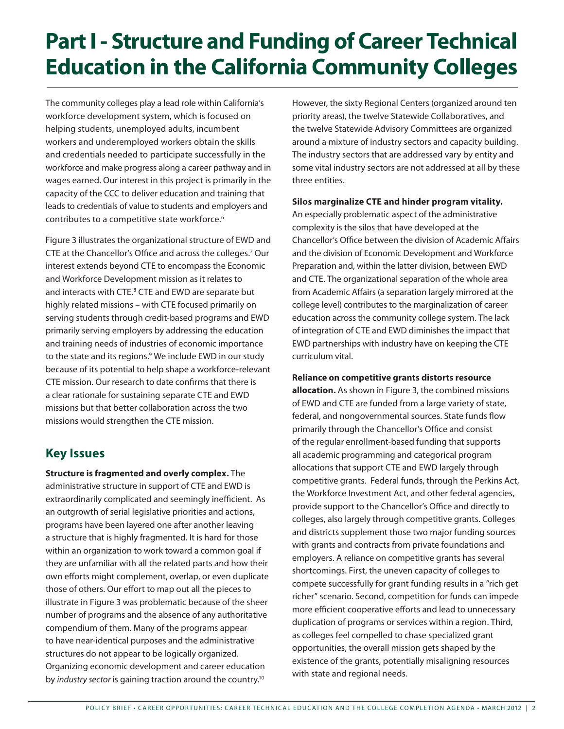# Part I - Structure and Funding of Career Technical Education in the California Community Colleges

The community colleges play a lead role within California's workforce development system, which is focused on helping students, unemployed adults, incumbent workers and underemployed workers obtain the skills and credentials needed to participate successfully in the workforce and make progress along a career pathway and in wages earned. Our interest in this project is primarily in the capacity of the CCC to deliver education and training that leads to credentials of value to students and employers and contributes to a competitive state workforce.[6]

Figure 3 illustrates the organizational structure of EWD and CTE at the Chancellor's Office and across the colleges.[7] Our interest extends beyond CTE to encompass the Economic and Workforce Development mission as it relates to and interacts with CTE.[8] CTE and EWD are separate but highly related missions – with CTE focused primarily on serving students through credit-based programs and EWD primarily serving employers by addressing the education and training needs of industries of economic importance to the state and its regions.[9] We include EWD in our study because of its potential to help shape a workforce-relevant CTE mission. Our research to date confirms that there is a clear rationale for sustaining separate CTE and EWD missions but that better collaboration across the two missions would strengthen the CTE mission.

## Key Issues

**Structure is fragmented and overly complex.** The administrative structure in support of CTE and EWD is extraordinarily complicated and seemingly inefficient. As an outgrowth of serial legislative priorities and actions, programs have been layered one after another leaving a structure that is highly fragmented. It is hard for those within an organization to work toward a common goal if they are unfamiliar with all the related parts and how their own efforts might complement, overlap, or even duplicate those of others. Our effort to map out all the pieces to illustrate in Figure 3 was problematic because of the sheer number of programs and the absence of any authoritative compendium of them. Many of the programs appear to have near-identical purposes and the administrative structures do not appear to be logically organized. Organizing economic development and career education by *industry sector* is gaining traction around the country.[10] However, the sixty Regional Centers (organized around ten priority areas), the twelve Statewide Collaboratives, and the twelve Statewide Advisory Committees are organized around a mixture of industry sectors and capacity building. The industry sectors that are addressed vary by entity and some vital industry sectors are not addressed at all by these three entities.

**Silos marginalize CTE and hinder program vitality.** An especially problematic aspect of the administrative complexity is the silos that have developed at the Chancellor's Office between the division of Academic Affairs and the division of Economic Development and Workforce Preparation and, within the latter division, between EWD and CTE. The organizational separation of the whole area from Academic Affairs (a separation largely mirrored at the college level) contributes to the marginalization of career education across the community college system. The lack of integration of CTE and EWD diminishes the impact that EWD partnerships with industry have on keeping the CTE curriculum vital.

**Reliance on competitive grants distorts resource allocation.** As shown in Figure 3, the combined missions of EWD and CTE are funded from a large variety of state, federal, and nongovernmental sources. State funds flow primarily through the Chancellor's Office and consist of the regular enrollment-based funding that supports all academic programming and categorical program allocations that support CTE and EWD largely through competitive grants. Federal funds, through the Perkins Act, the Workforce Investment Act, and other federal agencies, provide support to the Chancellor's Office and directly to colleges, also largely through competitive grants. Colleges and districts supplement those two major funding sources with grants and contracts from private foundations and employers. A reliance on competitive grants has several shortcomings. First, the uneven capacity of colleges to compete successfully for grant funding results in a "rich get richer" scenario. Second, competition for funds can impede more efficient cooperative efforts and lead to unnecessary duplication of programs or services within a region. Third, as colleges feel compelled to chase specialized grant opportunities, the overall mission gets shaped by the existence of the grants, potentially misaligning resources with state and regional needs.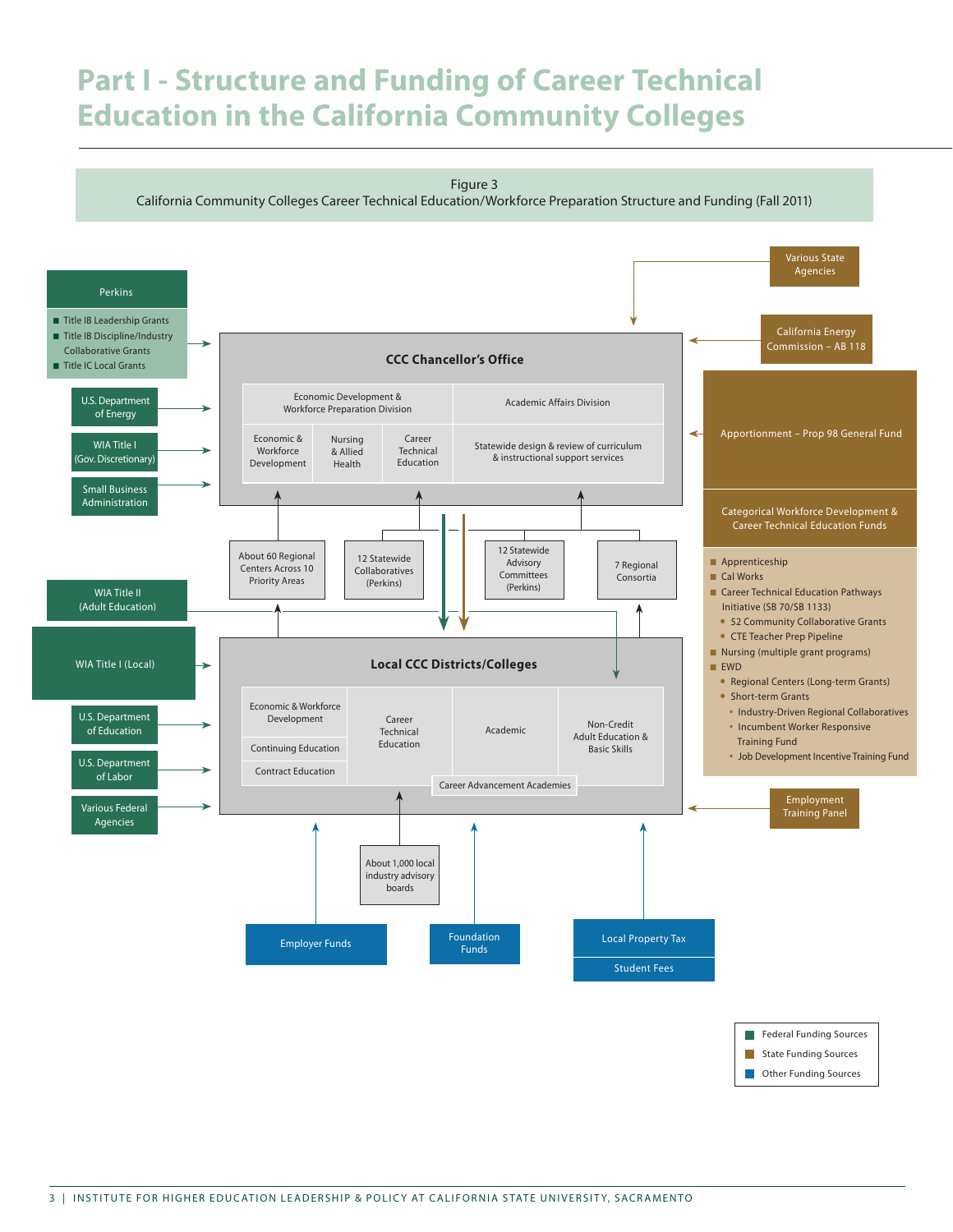# Part I - Structure and Funding of Career Technical Education in the California Community Colleges

Figure 3
California Community Colleges Career Technical Education/Workforce Preparation Structure and Funding (Fall 2011)

**Perkins**

- Title IB Leadership Grants
- Title IB Discipline/Industry Collaborative Grants
- Title IC Local Grants

U.S. Department of Energy

WIA Title I (Gov. Discretionary)

Small Business Administration

Various State Agencies

California Energy Commission – AB 118

**CCC Chancellor's Office**

| Economic Development & Workforce Preparation Division | | | Academic Affairs Division |
|---|---|---|---|
| Economic & Workforce Development | Nursing & Allied Health | Career Technical Education | Statewide design & review of curriculum & instructional support services |

Apportionment – Prop 98 General Fund

Categorical Workforce Development & Career Technical Education Funds

- Apprenticeship
- Cal Works
- Career Technical Education Pathways Initiative (SB 70/SB 1133)
  - 52 Community Collaborative Grants
  - CTE Teacher Prep Pipeline
- Nursing (multiple grant programs)
- EWD
  - Regional Centers (Long-term Grants)
  - Short-term Grants
    - Industry-Driven Regional Collaboratives
    - Incumbent Worker Responsive Training Fund
    - Job Development Incentive Training Fund

About 60 Regional Centers Across 10 Priority Areas

12 Statewide Collaboratives (Perkins)

12 Statewide Advisory Committees (Perkins)

7 Regional Consortia

WIA Title II (Adult Education)

WIA Title I (Local)

U.S. Department of Education

U.S. Department of Labor

Various Federal Agencies

**Local CCC Districts/Colleges**

| Economic & Workforce Development | Career Technical Education | Academic | Non-Credit Adult Education & Basic Skills |
|---|---|---|---|
| Continuing Education | | | |
| Contract Education | | | |

Career Advancement Academies

Employment Training Panel

About 1,000 local industry advisory boards

Employer Funds

Foundation Funds

Local Property Tax

Student Fees

- Federal Funding Sources
- State Funding Sources
- Other Funding Sources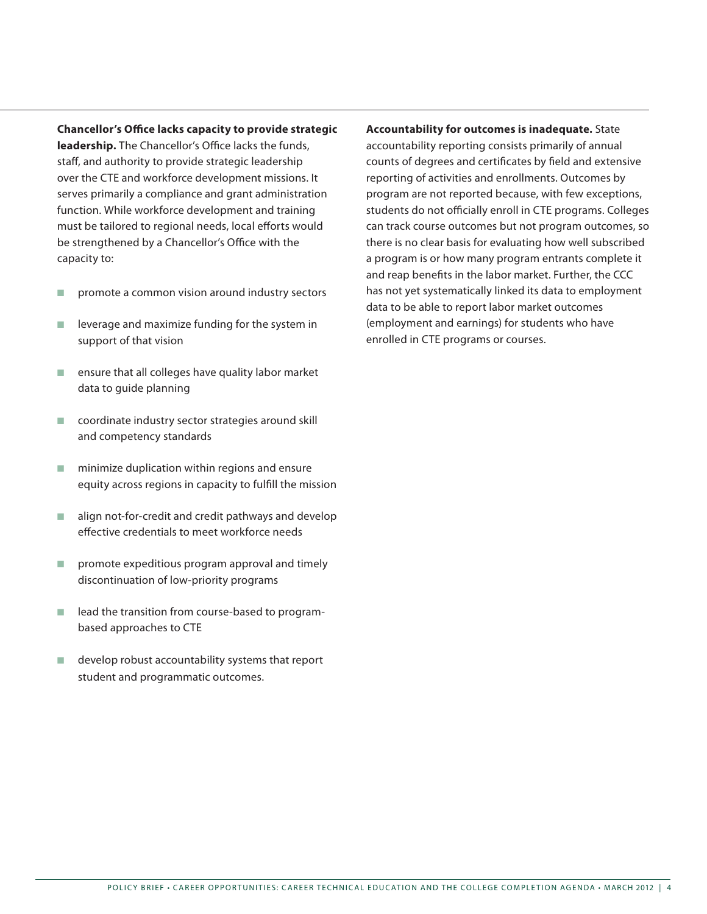**Chancellor's Office lacks capacity to provide strategic leadership.** The Chancellor's Office lacks the funds, staff, and authority to provide strategic leadership over the CTE and workforce development missions. It serves primarily a compliance and grant administration function. While workforce development and training must be tailored to regional needs, local efforts would be strengthened by a Chancellor's Office with the capacity to:

- promote a common vision around industry sectors
- leverage and maximize funding for the system in support of that vision
- ensure that all colleges have quality labor market data to guide planning
- coordinate industry sector strategies around skill and competency standards
- minimize duplication within regions and ensure equity across regions in capacity to fulfill the mission
- align not-for-credit and credit pathways and develop effective credentials to meet workforce needs
- promote expeditious program approval and timely discontinuation of low-priority programs
- lead the transition from course-based to program-based approaches to CTE
- develop robust accountability systems that report student and programmatic outcomes.

**Accountability for outcomes is inadequate.** State accountability reporting consists primarily of annual counts of degrees and certificates by field and extensive reporting of activities and enrollments. Outcomes by program are not reported because, with few exceptions, students do not officially enroll in CTE programs. Colleges can track course outcomes but not program outcomes, so there is no clear basis for evaluating how well subscribed a program is or how many program entrants complete it and reap benefits in the labor market. Further, the CCC has not yet systematically linked its data to employment data to be able to report labor market outcomes (employment and earnings) for students who have enrolled in CTE programs or courses.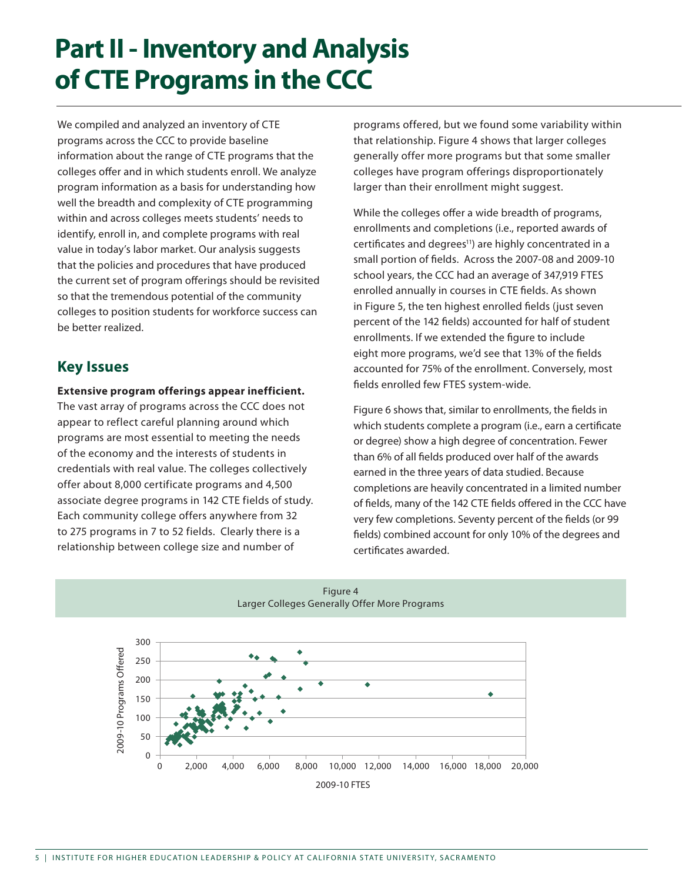# Part II - Inventory and Analysis of CTE Programs in the CCC

We compiled and analyzed an inventory of CTE programs across the CCC to provide baseline information about the range of CTE programs that the colleges offer and in which students enroll. We analyze program information as a basis for understanding how well the breadth and complexity of CTE programming within and across colleges meets students' needs to identify, enroll in, and complete programs with real value in today's labor market. Our analysis suggests that the policies and procedures that have produced the current set of program offerings should be revisited so that the tremendous potential of the community colleges to position students for workforce success can be better realized.

## Key Issues

**Extensive program offerings appear inefficient.** The vast array of programs across the CCC does not appear to reflect careful planning around which programs are most essential to meeting the needs of the economy and the interests of students in credentials with real value. The colleges collectively offer about 8,000 certificate programs and 4,500 associate degree programs in 142 CTE fields of study. Each community college offers anywhere from 32 to 275 programs in 7 to 52 fields. Clearly there is a relationship between college size and number of programs offered, but we found some variability within that relationship. Figure 4 shows that larger colleges generally offer more programs but that some smaller colleges have program offerings disproportionately larger than their enrollment might suggest.

While the colleges offer a wide breadth of programs, enrollments and completions (i.e., reported awards of certificates and degrees[11]) are highly concentrated in a small portion of fields. Across the 2007-08 and 2009-10 school years, the CCC had an average of 347,919 FTES enrolled annually in courses in CTE fields. As shown in Figure 5, the ten highest enrolled fields (just seven percent of the 142 fields) accounted for half of student enrollments. If we extended the figure to include eight more programs, we'd see that 13% of the fields accounted for 75% of the enrollment. Conversely, most fields enrolled few FTES system-wide.

Figure 6 shows that, similar to enrollments, the fields in which students complete a program (i.e., earn a certificate or degree) show a high degree of concentration. Fewer than 6% of all fields produced over half of the awards earned in the three years of data studied. Because completions are heavily concentrated in a limited number of fields, many of the 142 CTE fields offered in the CCC have very few completions. Seventy percent of the fields (or 99 fields) combined account for only 10% of the degrees and certificates awarded.

Figure 4
Larger Colleges Generally Offer More Programs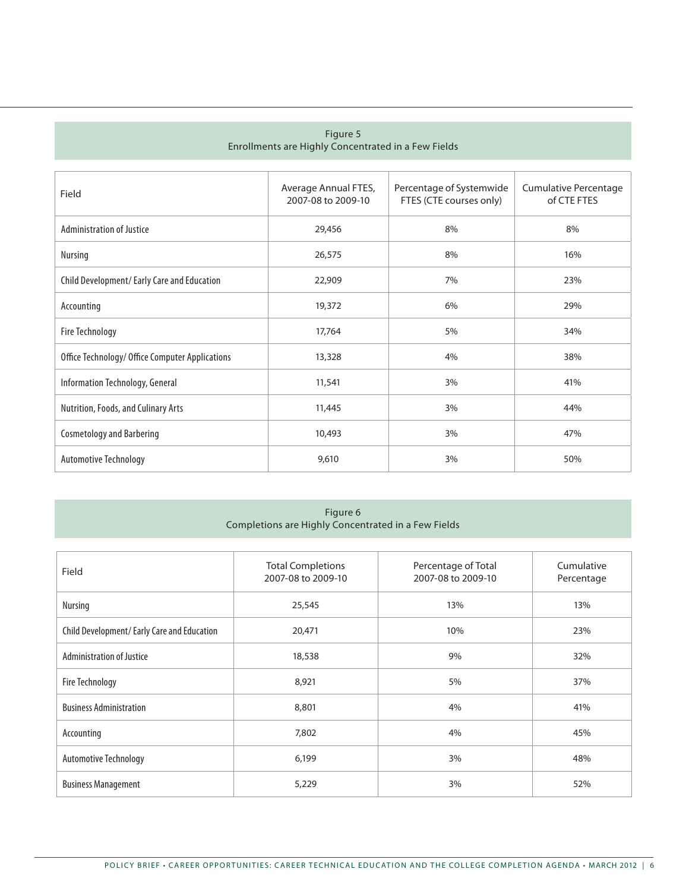Figure 5
Enrollments are Highly Concentrated in a Few Fields

| Field | Average Annual FTES, 2007-08 to 2009-10 | Percentage of Systemwide FTES (CTE courses only) | Cumulative Percentage of CTE FTES |
|---|---|---|---|
| Administration of Justice | 29,456 | 8% | 8% |
| Nursing | 26,575 | 8% | 16% |
| Child Development/ Early Care and Education | 22,909 | 7% | 23% |
| Accounting | 19,372 | 6% | 29% |
| Fire Technology | 17,764 | 5% | 34% |
| Office Technology/ Office Computer Applications | 13,328 | 4% | 38% |
| Information Technology, General | 11,541 | 3% | 41% |
| Nutrition, Foods, and Culinary Arts | 11,445 | 3% | 44% |
| Cosmetology and Barbering | 10,493 | 3% | 47% |
| Automotive Technology | 9,610 | 3% | 50% |

Figure 6
Completions are Highly Concentrated in a Few Fields

| Field | Total Completions 2007-08 to 2009-10 | Percentage of Total 2007-08 to 2009-10 | Cumulative Percentage |
|---|---|---|---|
| Nursing | 25,545 | 13% | 13% |
| Child Development/ Early Care and Education | 20,471 | 10% | 23% |
| Administration of Justice | 18,538 | 9% | 32% |
| Fire Technology | 8,921 | 5% | 37% |
| Business Administration | 8,801 | 4% | 41% |
| Accounting | 7,802 | 4% | 45% |
| Automotive Technology | 6,199 | 3% | 48% |
| Business Management | 5,229 | 3% | 52% |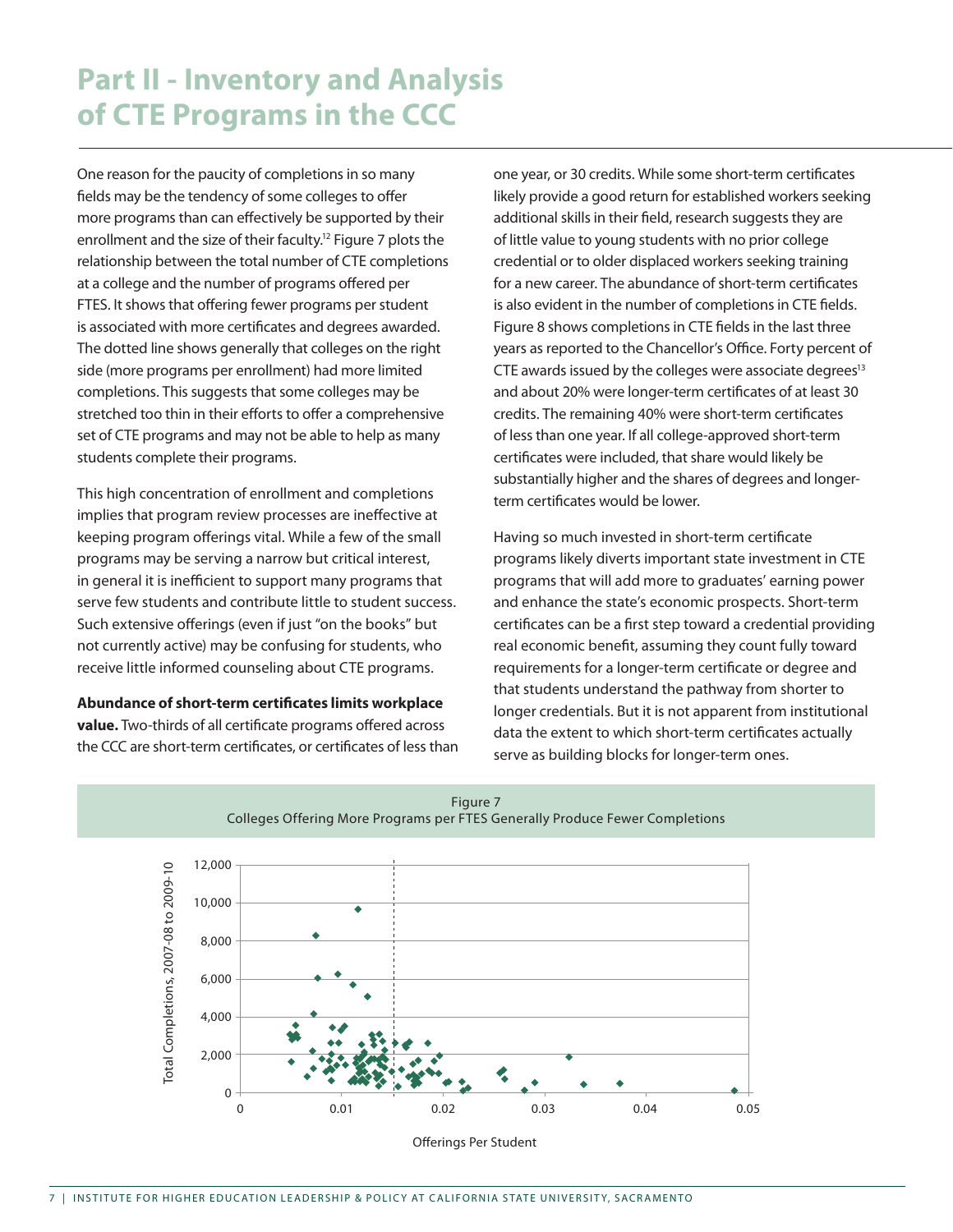# Part II - Inventory and Analysis of CTE Programs in the CCC

One reason for the paucity of completions in so many fields may be the tendency of some colleges to offer more programs than can effectively be supported by their enrollment and the size of their faculty.[12] Figure 7 plots the relationship between the total number of CTE completions at a college and the number of programs offered per FTES. It shows that offering fewer programs per student is associated with more certificates and degrees awarded. The dotted line shows generally that colleges on the right side (more programs per enrollment) had more limited completions. This suggests that some colleges may be stretched too thin in their efforts to offer a comprehensive set of CTE programs and may not be able to help as many students complete their programs.

This high concentration of enrollment and completions implies that program review processes are ineffective at keeping program offerings vital. While a few of the small programs may be serving a narrow but critical interest, in general it is inefficient to support many programs that serve few students and contribute little to student success. Such extensive offerings (even if just "on the books" but not currently active) may be confusing for students, who receive little informed counseling about CTE programs.

**Abundance of short-term certificates limits workplace value.** Two-thirds of all certificate programs offered across the CCC are short-term certificates, or certificates of less than one year, or 30 credits. While some short-term certificates likely provide a good return for established workers seeking additional skills in their field, research suggests they are of little value to young students with no prior college credential or to older displaced workers seeking training for a new career. The abundance of short-term certificates is also evident in the number of completions in CTE fields. Figure 8 shows completions in CTE fields in the last three years as reported to the Chancellor's Office. Forty percent of CTE awards issued by the colleges were associate degrees[13] and about 20% were longer-term certificates of at least 30 credits. The remaining 40% were short-term certificates of less than one year. If all college-approved short-term certificates were included, that share would likely be substantially higher and the shares of degrees and longer-term certificates would be lower.

Having so much invested in short-term certificate programs likely diverts important state investment in CTE programs that will add more to graduates' earning power and enhance the state's economic prospects. Short-term certificates can be a first step toward a credential providing real economic benefit, assuming they count fully toward requirements for a longer-term certificate or degree and that students understand the pathway from shorter to longer credentials. But it is not apparent from institutional data the extent to which short-term certificates actually serve as building blocks for longer-term ones.

Figure 7
Colleges Offering More Programs per FTES Generally Produce Fewer Completions

Total Completions, 2007-08 to 2009-10 (y-axis: 0 to 12,000); Offerings Per Student (x-axis: 0 to 0.05)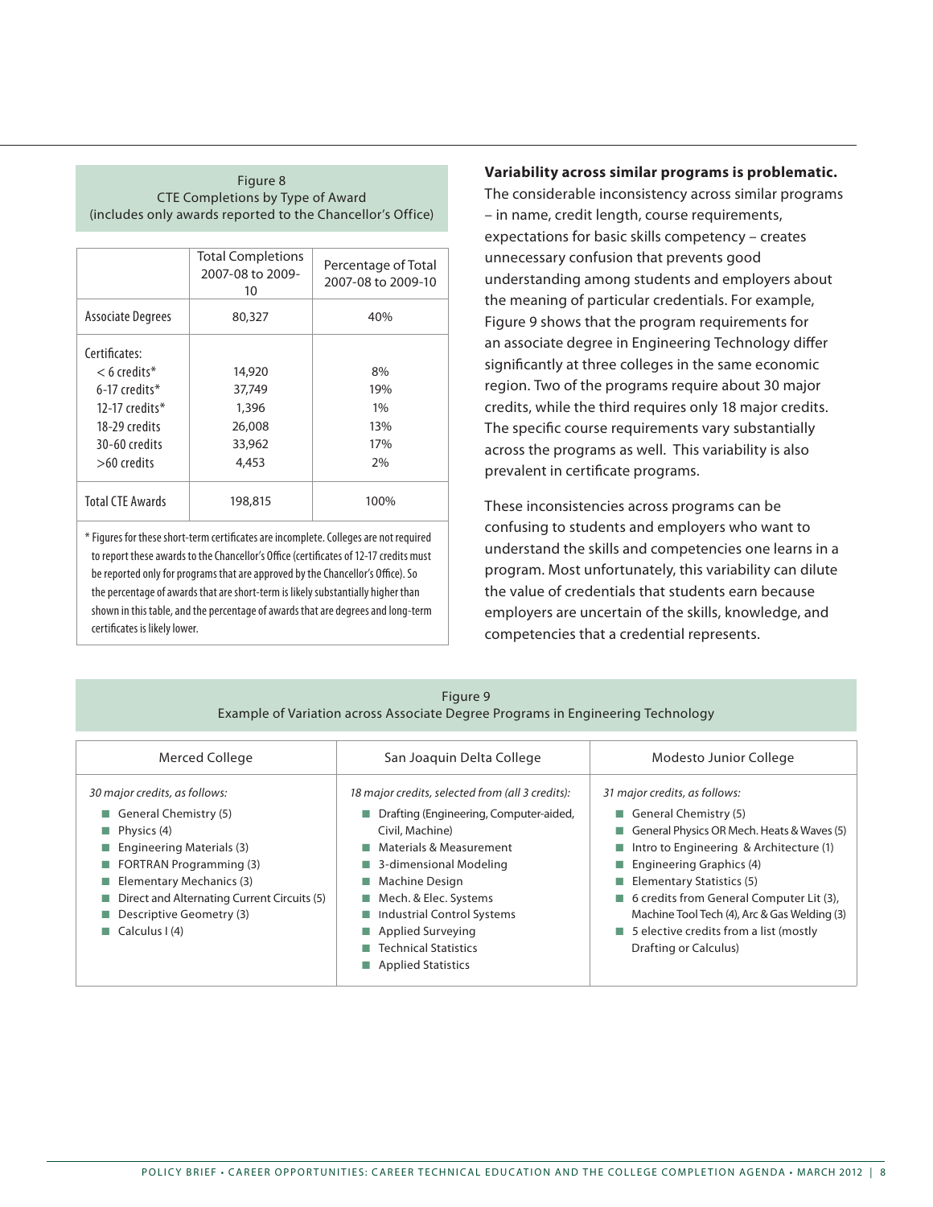Figure 8
CTE Completions by Type of Award
(includes only awards reported to the Chancellor's Office)

| | Total Completions 2007-08 to 2009-10 | Percentage of Total 2007-08 to 2009-10 |
|---|---|---|
| Associate Degrees | 80,327 | 40% |
| Certificates: | | |
| < 6 credits* | 14,920 | 8% |
| 6-17 credits* | 37,749 | 19% |
| 12-17 credits* | 1,396 | 1% |
| 18-29 credits | 26,008 | 13% |
| 30-60 credits | 33,962 | 17% |
| >60 credits | 4,453 | 2% |
| Total CTE Awards | 198,815 | 100% |

\* Figures for these short-term certificates are incomplete. Colleges are not required to report these awards to the Chancellor's Office (certificates of 12-17 credits must be reported only for programs that are approved by the Chancellor's Office). So the percentage of awards that are short-term is likely substantially higher than shown in this table, and the percentage of awards that are degrees and long-term certificates is likely lower.

**Variability across similar programs is problematic.** The considerable inconsistency across similar programs – in name, credit length, course requirements, expectations for basic skills competency – creates unnecessary confusion that prevents good understanding among students and employers about the meaning of particular credentials. For example, Figure 9 shows that the program requirements for an associate degree in Engineering Technology differ significantly at three colleges in the same economic region. Two of the programs require about 30 major credits, while the third requires only 18 major credits. The specific course requirements vary substantially across the programs as well. This variability is also prevalent in certificate programs.

These inconsistencies across programs can be confusing to students and employers who want to understand the skills and competencies one learns in a program. Most unfortunately, this variability can dilute the value of credentials that students earn because employers are uncertain of the skills, knowledge, and competencies that a credential represents.

Figure 9
Example of Variation across Associate Degree Programs in Engineering Technology

| Merced College | San Joaquin Delta College | Modesto Junior College |
|---|---|---|
| *30 major credits, as follows:* | *18 major credits, selected from (all 3 credits):* | *31 major credits, as follows:* |
| ■ General Chemistry (5) | ■ Drafting (Engineering, Computer-aided, Civil, Machine) | ■ General Chemistry (5) |
| ■ Physics (4) | ■ Materials & Measurement | ■ General Physics OR Mech. Heats & Waves (5) |
| ■ Engineering Materials (3) | ■ 3-dimensional Modeling | ■ Intro to Engineering & Architecture (1) |
| ■ FORTRAN Programming (3) | ■ Machine Design | ■ Engineering Graphics (4) |
| ■ Elementary Mechanics (3) | ■ Mech. & Elec. Systems | ■ Elementary Statistics (5) |
| ■ Direct and Alternating Current Circuits (5) | ■ Industrial Control Systems | ■ 6 credits from General Computer Lit (3), Machine Tool Tech (4), Arc & Gas Welding (3) |
| ■ Descriptive Geometry (3) | ■ Applied Surveying | ■ 5 elective credits from a list (mostly Drafting or Calculus) |
| ■ Calculus I (4) | ■ Technical Statistics | |
| | ■ Applied Statistics | |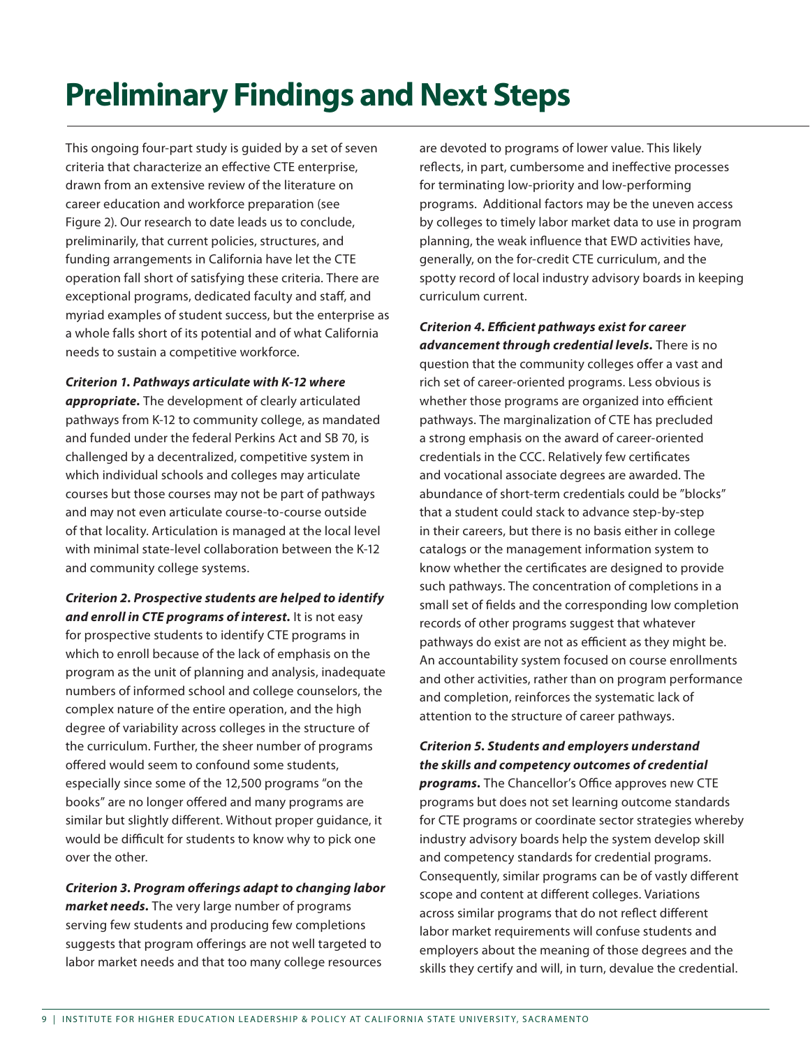# Preliminary Findings and Next Steps

This ongoing four-part study is guided by a set of seven criteria that characterize an effective CTE enterprise, drawn from an extensive review of the literature on career education and workforce preparation (see Figure 2). Our research to date leads us to conclude, preliminarily, that current policies, structures, and funding arrangements in California have let the CTE operation fall short of satisfying these criteria. There are exceptional programs, dedicated faculty and staff, and myriad examples of student success, but the enterprise as a whole falls short of its potential and of what California needs to sustain a competitive workforce.

***Criterion 1. Pathways articulate with K-12 where appropriate.*** The development of clearly articulated pathways from K-12 to community college, as mandated and funded under the federal Perkins Act and SB 70, is challenged by a decentralized, competitive system in which individual schools and colleges may articulate courses but those courses may not be part of pathways and may not even articulate course-to-course outside of that locality. Articulation is managed at the local level with minimal state-level collaboration between the K-12 and community college systems.

***Criterion 2. Prospective students are helped to identify and enroll in CTE programs of interest.*** It is not easy for prospective students to identify CTE programs in which to enroll because of the lack of emphasis on the program as the unit of planning and analysis, inadequate numbers of informed school and college counselors, the complex nature of the entire operation, and the high degree of variability across colleges in the structure of the curriculum. Further, the sheer number of programs offered would seem to confound some students, especially since some of the 12,500 programs "on the books" are no longer offered and many programs are similar but slightly different. Without proper guidance, it would be difficult for students to know why to pick one over the other.

***Criterion 3. Program offerings adapt to changing labor market needs.*** The very large number of programs serving few students and producing few completions suggests that program offerings are not well targeted to labor market needs and that too many college resources are devoted to programs of lower value. This likely reflects, in part, cumbersome and ineffective processes for terminating low-priority and low-performing programs. Additional factors may be the uneven access by colleges to timely labor market data to use in program planning, the weak influence that EWD activities have, generally, on the for-credit CTE curriculum, and the spotty record of local industry advisory boards in keeping curriculum current.

***Criterion 4. Efficient pathways exist for career advancement through credential levels.*** There is no question that the community colleges offer a vast and rich set of career-oriented programs. Less obvious is whether those programs are organized into efficient pathways. The marginalization of CTE has precluded a strong emphasis on the award of career-oriented credentials in the CCC. Relatively few certificates and vocational associate degrees are awarded. The abundance of short-term credentials could be "blocks" that a student could stack to advance step-by-step in their careers, but there is no basis either in college catalogs or the management information system to know whether the certificates are designed to provide such pathways. The concentration of completions in a small set of fields and the corresponding low completion records of other programs suggest that whatever pathways do exist are not as efficient as they might be. An accountability system focused on course enrollments and other activities, rather than on program performance and completion, reinforces the systematic lack of attention to the structure of career pathways.

***Criterion 5. Students and employers understand the skills and competency outcomes of credential programs.*** The Chancellor's Office approves new CTE programs but does not set learning outcome standards for CTE programs or coordinate sector strategies whereby industry advisory boards help the system develop skill and competency standards for credential programs. Consequently, similar programs can be of vastly different scope and content at different colleges. Variations across similar programs that do not reflect different labor market requirements will confuse students and employers about the meaning of those degrees and the skills they certify and will, in turn, devalue the credential.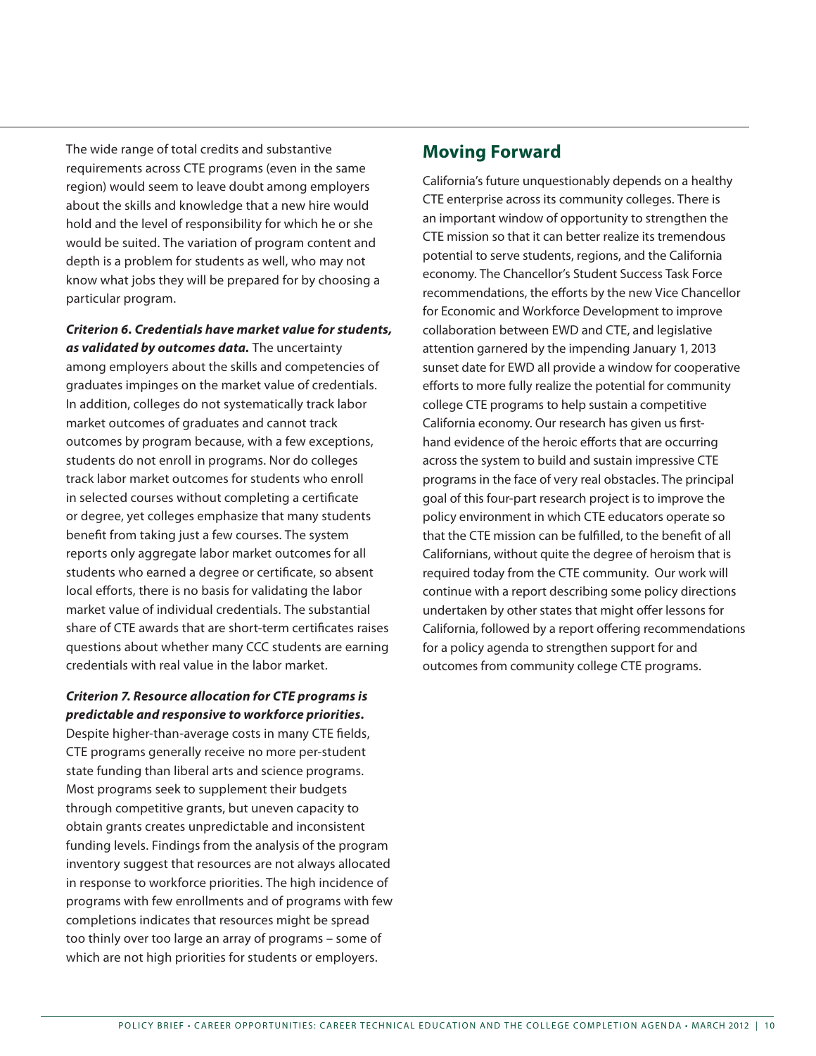The wide range of total credits and substantive requirements across CTE programs (even in the same region) would seem to leave doubt among employers about the skills and knowledge that a new hire would hold and the level of responsibility for which he or she would be suited. The variation of program content and depth is a problem for students as well, who may not know what jobs they will be prepared for by choosing a particular program.

***Criterion 6. Credentials have market value for students, as validated by outcomes data.*** The uncertainty among employers about the skills and competencies of graduates impinges on the market value of credentials. In addition, colleges do not systematically track labor market outcomes of graduates and cannot track outcomes by program because, with a few exceptions, students do not enroll in programs. Nor do colleges track labor market outcomes for students who enroll in selected courses without completing a certificate or degree, yet colleges emphasize that many students benefit from taking just a few courses. The system reports only aggregate labor market outcomes for all students who earned a degree or certificate, so absent local efforts, there is no basis for validating the labor market value of individual credentials. The substantial share of CTE awards that are short-term certificates raises questions about whether many CCC students are earning credentials with real value in the labor market.

***Criterion 7. Resource allocation for CTE programs is predictable and responsive to workforce priorities.*** Despite higher-than-average costs in many CTE fields, CTE programs generally receive no more per-student state funding than liberal arts and science programs. Most programs seek to supplement their budgets through competitive grants, but uneven capacity to obtain grants creates unpredictable and inconsistent funding levels. Findings from the analysis of the program inventory suggest that resources are not always allocated in response to workforce priorities. The high incidence of programs with few enrollments and of programs with few completions indicates that resources might be spread too thinly over too large an array of programs – some of which are not high priorities for students or employers.

## Moving Forward

California's future unquestionably depends on a healthy CTE enterprise across its community colleges. There is an important window of opportunity to strengthen the CTE mission so that it can better realize its tremendous potential to serve students, regions, and the California economy. The Chancellor's Student Success Task Force recommendations, the efforts by the new Vice Chancellor for Economic and Workforce Development to improve collaboration between EWD and CTE, and legislative attention garnered by the impending January 1, 2013 sunset date for EWD all provide a window for cooperative efforts to more fully realize the potential for community college CTE programs to help sustain a competitive California economy. Our research has given us first-hand evidence of the heroic efforts that are occurring across the system to build and sustain impressive CTE programs in the face of very real obstacles. The principal goal of this four-part research project is to improve the policy environment in which CTE educators operate so that the CTE mission can be fulfilled, to the benefit of all Californians, without quite the degree of heroism that is required today from the CTE community. Our work will continue with a report describing some policy directions undertaken by other states that might offer lessons for California, followed by a report offering recommendations for a policy agenda to strengthen support for and outcomes from community college CTE programs.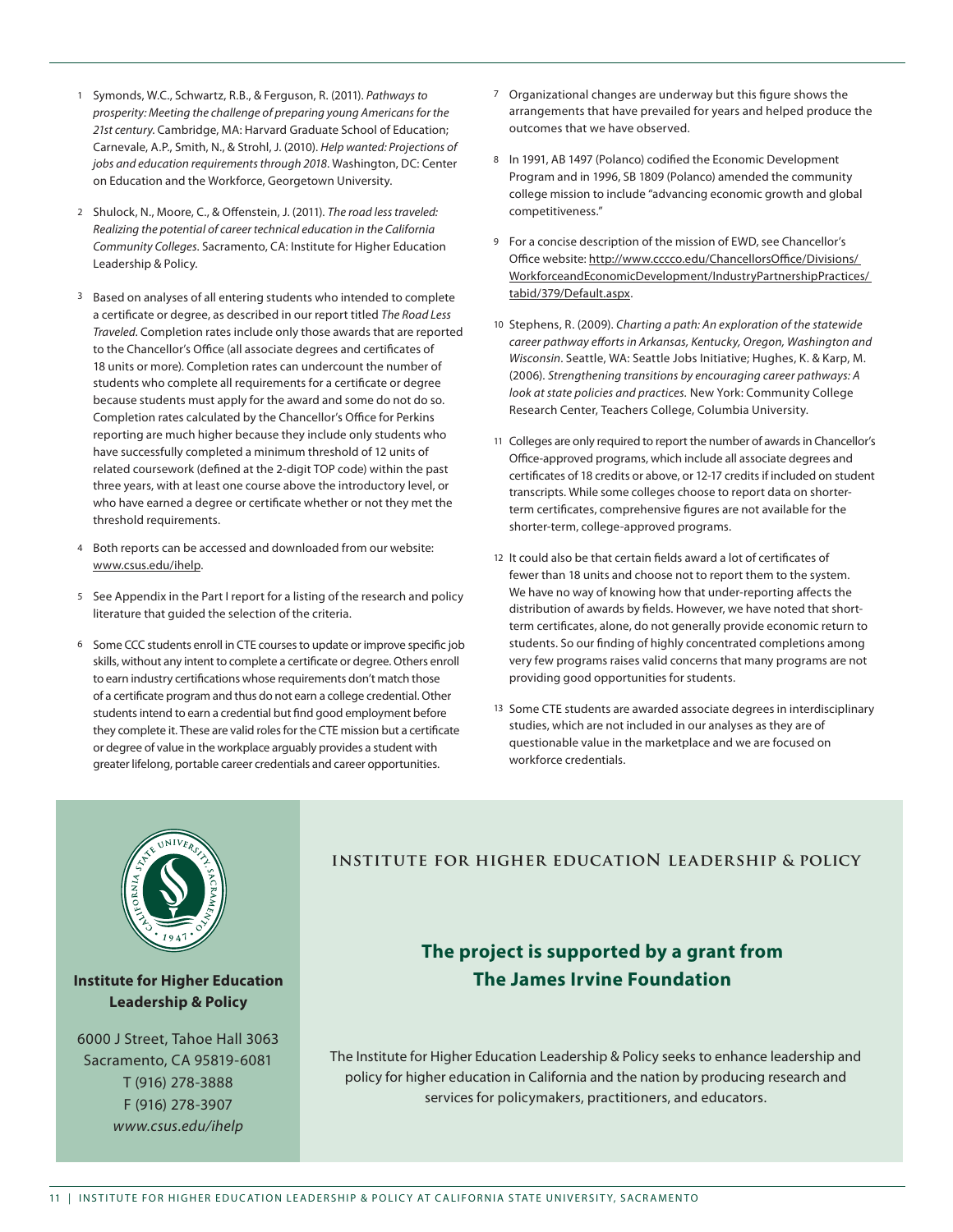1 Symonds, W.C., Schwartz, R.B., & Ferguson, R. (2011). *Pathways to prosperity: Meeting the challenge of preparing young Americans for the 21st century*. Cambridge, MA: Harvard Graduate School of Education; Carnevale, A.P., Smith, N., & Strohl, J. (2010). *Help wanted: Projections of jobs and education requirements through 2018*. Washington, DC: Center on Education and the Workforce, Georgetown University.

2 Shulock, N., Moore, C., & Offenstein, J. (2011). *The road less traveled: Realizing the potential of career technical education in the California Community Colleges*. Sacramento, CA: Institute for Higher Education Leadership & Policy.

3 Based on analyses of all entering students who intended to complete a certificate or degree, as described in our report titled *The Road Less Traveled*. Completion rates include only those awards that are reported to the Chancellor's Office (all associate degrees and certificates of 18 units or more). Completion rates can undercount the number of students who complete all requirements for a certificate or degree because students must apply for the award and some do not do so. Completion rates calculated by the Chancellor's Office for Perkins reporting are much higher because they include only students who have successfully completed a minimum threshold of 12 units of related coursework (defined at the 2-digit TOP code) within the past three years, with at least one course above the introductory level, or who have earned a degree or certificate whether or not they met the threshold requirements.

4 Both reports can be accessed and downloaded from our website: www.csus.edu/ihelp.

5 See Appendix in the Part I report for a listing of the research and policy literature that guided the selection of the criteria.

6 Some CCC students enroll in CTE courses to update or improve specific job skills, without any intent to complete a certificate or degree. Others enroll to earn industry certifications whose requirements don't match those of a certificate program and thus do not earn a college credential. Other students intend to earn a credential but find good employment before they complete it. These are valid roles for the CTE mission but a certificate or degree of value in the workplace arguably provides a student with greater lifelong, portable career credentials and career opportunities.

7 Organizational changes are underway but this figure shows the arrangements that have prevailed for years and helped produce the outcomes that we have observed.

8 In 1991, AB 1497 (Polanco) codified the Economic Development Program and in 1996, SB 1809 (Polanco) amended the community college mission to include "advancing economic growth and global competitiveness."

9 For a concise description of the mission of EWD, see Chancellor's Office website: http://www.cccco.edu/ChancellorsOffice/Divisions/WorkforceandEconomicDevelopment/IndustryPartnershipPractices/tabid/379/Default.aspx.

10 Stephens, R. (2009). *Charting a path: An exploration of the statewide career pathway efforts in Arkansas, Kentucky, Oregon, Washington and Wisconsin*. Seattle, WA: Seattle Jobs Initiative; Hughes, K. & Karp, M. (2006). *Strengthening transitions by encouraging career pathways: A look at state policies and practices.* New York: Community College Research Center, Teachers College, Columbia University.

11 Colleges are only required to report the number of awards in Chancellor's Office-approved programs, which include all associate degrees and certificates of 18 credits or above, or 12-17 credits if included on student transcripts. While some colleges choose to report data on shorter-term certificates, comprehensive figures are not available for the shorter-term, college-approved programs.

12 It could also be that certain fields award a lot of certificates of fewer than 18 units and choose not to report them to the system. We have no way of knowing how that under-reporting affects the distribution of awards by fields. However, we have noted that short-term certificates, alone, do not generally provide economic return to students. So our finding of highly concentrated completions among very few programs raises valid concerns that many programs are not providing good opportunities for students.

13 Some CTE students are awarded associate degrees in interdisciplinary studies, which are not included in our analyses as they are of questionable value in the marketplace and we are focused on workforce credentials.

**Institute for Higher Education Leadership & Policy**

6000 J Street, Tahoe Hall 3063
Sacramento, CA 95819-6081
T (916) 278-3888
F (916) 278-3907
*www.csus.edu/ihelp*

**INSTITUTE FOR HIGHER EDUCATION LEADERSHIP & POLICY**

## The project is supported by a grant from The James Irvine Foundation

The Institute for Higher Education Leadership & Policy seeks to enhance leadership and policy for higher education in California and the nation by producing research and services for policymakers, practitioners, and educators.